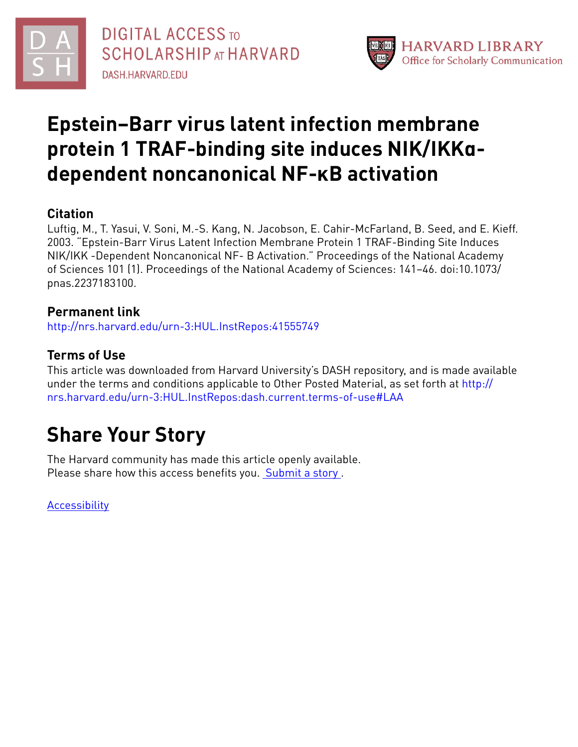DIGITAL ACCESS TO SCHOLARSHIP AT HARVARD
DASH.HARVARD.EDU

HARVARD LIBRARY
Office for Scholarly Communication

# Epstein–Barr virus latent infection membrane protein 1 TRAF-binding site induces NIK/IKKα-dependent noncanonical NF-κB activation

## Citation

Luftig, M., T. Yasui, V. Soni, M.-S. Kang, N. Jacobson, E. Cahir-McFarland, B. Seed, and E. Kieff. 2003. "Epstein-Barr Virus Latent Infection Membrane Protein 1 TRAF-Binding Site Induces NIK/IKK -Dependent Noncanonical NF- B Activation." Proceedings of the National Academy of Sciences 101 (1). Proceedings of the National Academy of Sciences: 141–46. doi:10.1073/pnas.2237183100.

## Permanent link

http://nrs.harvard.edu/urn-3:HUL.InstRepos:41555749

## Terms of Use

This article was downloaded from Harvard University's DASH repository, and is made available under the terms and conditions applicable to Other Posted Material, as set forth at http://nrs.harvard.edu/urn-3:HUL.InstRepos:dash.current.terms-of-use#LAA

# Share Your Story

The Harvard community has made this article openly available.
Please share how this access benefits you. Submit a story .

Accessibility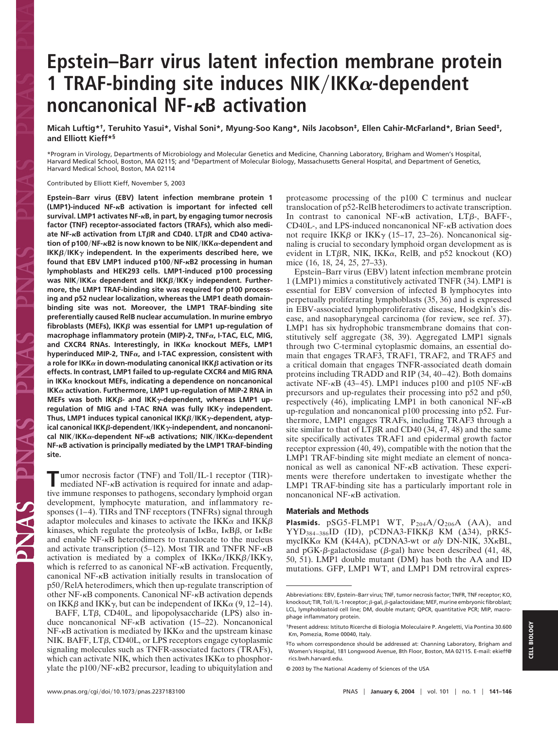# Epstein–Barr virus latent infection membrane protein 1 TRAF-binding site induces NIK/IKKα-dependent noncanonical NF-κB activation

**Micah Luftig*†, Teruhito Yasui*, Vishal Soni*, Myung-Soo Kang*, Nils Jacobson‡, Ellen Cahir-McFarland*, Brian Seed‡, and Elliott Kieff*§**

*Program in Virology, Departments of Microbiology and Molecular Genetics and Medicine, Channing Laboratory, Brigham and Women's Hospital, Harvard Medical School, Boston, MA 02115; and ‡Department of Molecular Biology, Massachusetts General Hospital, and Department of Genetics, Harvard Medical School, Boston, MA 02114

Contributed by Elliott Kieff, November 5, 2003

**Epstein–Barr virus (EBV) latent infection membrane protein 1 (LMP1)-induced NF-κB activation is important for infected cell survival. LMP1 activates NF-κB, in part, by engaging tumor necrosis factor (TNF) receptor-associated factors (TRAFs), which also mediate NF-κB activation from LTβR and CD40. LTβR and CD40 activation of p100/NF-κB2 is now known to be NIK/IKKα-dependent and IKKβ/IKKγ independent. In the experiments described here, we found that EBV LMP1 induced p100/NF-κB2 processing in human lymphoblasts and HEK293 cells. LMP1-induced p100 processing was NIK/IKKα dependent and IKKβ/IKKγ independent. Furthermore, the LMP1 TRAF-binding site was required for p100 processing and p52 nuclear localization, whereas the LMP1 death domain-binding site was not. Moreover, the LMP1 TRAF-binding site preferentially caused RelB nuclear accumulation. In murine embryo fibroblasts (MEFs), IKKβ was essential for LMP1 up-regulation of macrophage inflammatory protein (MIP)-2, TNFα, I-TAC, ELC, MIG, and CXCR4 RNAs. Interestingly, in IKKα knockout MEFs, LMP1 hyperinduced MIP-2, TNFα, and I-TAC expression, consistent with a role for IKKα in down-modulating canonical IKKβ activation or its effects. In contrast, LMP1 failed to up-regulate CXCR4 and MIG RNA in IKKα knockout MEFs, indicating a dependence on noncanonical IKKα activation. Furthermore, LMP1 up-regulation of MIP-2 RNA in MEFs was both IKKβ- and IKKγ-dependent, whereas LMP1 up-regulation of MIG and I-TAC RNA was fully IKKγ independent. Thus, LMP1 induces typical canonical IKKβ/IKKγ-dependent, atypical canonical IKKβ-dependent/IKKγ-independent, and noncanonical NIK/IKKα-dependent NF-κB activations; NIK/IKKα-dependent NF-κB activation is principally mediated by the LMP1 TRAF-binding site.**

Tumor necrosis factor (TNF) and Toll/IL-1 receptor (TIR)-mediated NF-κB activation is required for innate and adaptive immune responses to pathogens, secondary lymphoid organ development, lymphocyte maturation, and inflammatory responses (1–4). TIRs and TNF receptors (TNFRs) signal through adaptor molecules and kinases to activate the IKKα and IKKβ kinases, which regulate the proteolysis of IκBα, IκBβ, or IκBε and enable NF-κB heterodimers to translocate to the nucleus and activate transcription (5–12). Most TIR and TNFR NF-κB activation is mediated by a complex of IKKα/IKKβ/IKKγ, which is referred to as canonical NF-κB activation. Frequently, canonical NF-κB activation initially results in translocation of p50/RelA heterodimers, which then up-regulate transcription of other NF-κB components. Canonical NF-κB activation depends on IKKβ and IKKγ, but can be independent of IKKα (9, 12–14).

BAFF, LTβ, CD40L, and lipopolysaccharide (LPS) also induce noncanonical NF-κB activation (15–22). Noncanonical NF-κB activation is mediated by IKKα and the upstream kinase NIK. BAFF, LTβ, CD40L, or LPS receptors engage cytoplasmic signaling molecules such as TNFR-associated factors (TRAFs), which can activate NIK, which then activates IKKα to phosphorylate the p100/NF-κB2 precursor, leading to ubiquitylation and proteasome processing of the p100 C terminus and nuclear translocation of p52-RelB heterodimers to activate transcription. In contrast to canonical NF-κB activation, LTβ-, BAFF-, CD40L-, and LPS-induced noncanonical NF-κB activation does not require IKKβ or IKKγ (15–17, 23–26). Noncanonical signaling is crucial to secondary lymphoid organ development as is evident in LTβR, NIK, IKKα, RelB, and p52 knockout (KO) mice (16, 18, 24, 25, 27–33).

Epstein–Barr virus (EBV) latent infection membrane protein 1 (LMP1) mimics a constitutively activated TNFR (34). LMP1 is essential for EBV conversion of infected B lymphocytes into perpetually proliferating lymphoblasts (35, 36) and is expressed in EBV-associated lymphoproliferative disease, Hodgkin's disease, and nasopharyngeal carcinoma (for review, see ref. 37). LMP1 has six hydrophobic transmembrane domains that constitutively self aggregate (38, 39). Aggregated LMP1 signals through two C-terminal cytoplasmic domains, an essential domain that engages TRAF3, TRAF1, TRAF2, and TRAF5 and a critical domain that engages TNFR-associated death domain proteins including TRADD and RIP (34, 40–42). Both domains activate NF-κB (43–45). LMP1 induces p100 and p105 NF-κB precursors and up-regulates their processing into p52 and p50, respectively (46), implicating LMP1 in both canonical NF-κB up-regulation and noncanonical p100 processing into p52. Furthermore, LMP1 engages TRAFs, including TRAF3 through a site similar to that of LTβR and CD40 (34, 47, 48) and the same site specifically activates TRAF1 and epidermal growth factor receptor expression (40, 49), compatible with the notion that the LMP1 TRAF-binding site might mediate an element of noncanonical as well as canonical NF-κB activation. These experiments were therefore undertaken to investigate whether the LMP1 TRAF-binding site has a particularly important role in noncanonical NF-κB activation.

## Materials and Methods

**Plasmids.** pSG5-FLMP1 WT, $P_{204}A/Q_{206}A$ (AA), and $YYD_{384-386}ID$ (ID), pCDNA3-FIKKβ KM (Δ34), pRK5-mycIKKα KM (K44A), pCDNA3-wt or *aly* DN-NIK, 3XκBL, and pGK-β-galactosidase (β-gal) have been described (41, 48, 50, 51). LMP1 double mutant (DM) has both the AA and ID mutations. GFP, LMP1 WT, and LMP1 DM retroviral expres-

---

Abbreviations: EBV, Epstein–Barr virus; TNF, tumor necrosis factor; TNFR, TNF receptor; KO, knockout; TIR, Toll/IL-1 receptor; β-gal, β-galactosidase; MEF, murine embryonic fibroblast; LCL, lymphoblastoid cell line; DM, double mutant; QPCR, quantitative PCR; MIP, macrophage inflammatory protein.

†Present address: Istituto Ricerche di Biologia Moleculaire P. Angeletti, Via Pontina 30.600 Km, Pomezia, Rome 00040, Italy.

§To whom correspondence should be addressed at: Channing Laboratory, Brigham and Women's Hospital, 181 Longwood Avenue, 8th Floor, Boston, MA 02115. E-mail: ekieff@rics.bwh.harvard.edu.

© 2003 by The National Academy of Sciences of the USA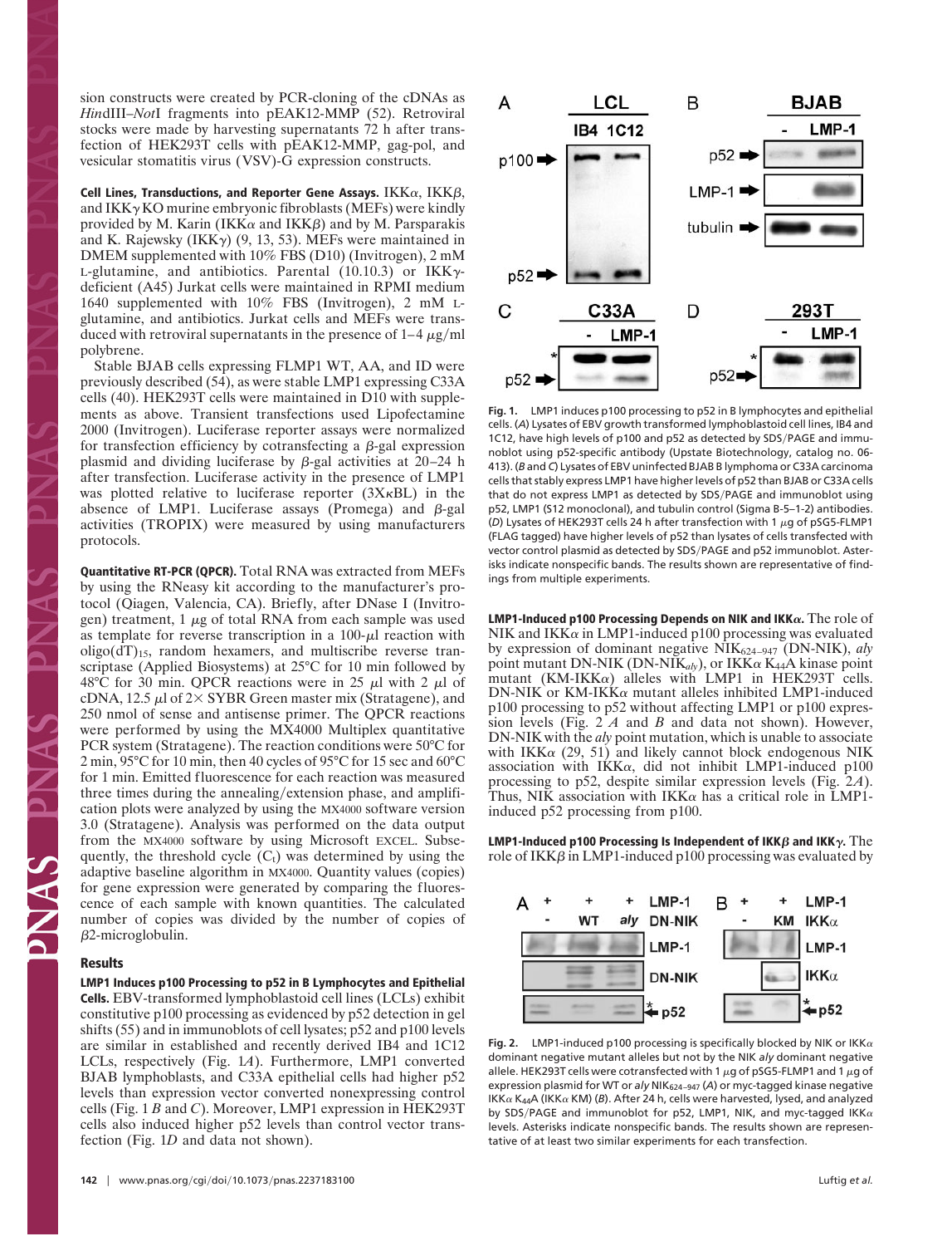sion constructs were created by PCR-cloning of the cDNAs as *Hin*dIII–*Not*I fragments into pEAK12-MMP (52). Retroviral stocks were made by harvesting supernatants 72 h after transfection of HEK293T cells with pEAK12-MMP, gag-pol, and vesicular stomatitis virus (VSV)-G expression constructs.

**Cell Lines, Transductions, and Reporter Gene Assays.** IKKα, IKKβ, and IKKγ KO murine embryonic fibroblasts (MEFs) were kindly provided by M. Karin (IKKα and IKKβ) and by M. Parsparakis and K. Rajewsky (IKKγ) (9, 13, 53). MEFs were maintained in DMEM supplemented with 10% FBS (D10) (Invitrogen), 2 mM L-glutamine, and antibiotics. Parental (10.10.3) or IKKγ-deficient (A45) Jurkat cells were maintained in RPMI medium 1640 supplemented with 10% FBS (Invitrogen), 2 mM L-glutamine, and antibiotics. Jurkat cells and MEFs were transduced with retroviral supernatants in the presence of 1–4 μg/ml polybrene.

Stable BJAB cells expressing FLMP1 WT, AA, and ID were previously described (54), as were stable LMP1 expressing C33A cells (40). HEK293T cells were maintained in D10 with supplements as above. Transient transfections used Lipofectamine 2000 (Invitrogen). Luciferase reporter assays were normalized for transfection efficiency by cotransfecting a β-gal expression plasmid and dividing luciferase by β-gal activities at 20–24 h after transfection. Luciferase activity in the presence of LMP1 was plotted relative to luciferase reporter (3XκBL) in the absence of LMP1. Luciferase assays (Promega) and β-gal activities (TROPIX) were measured by using manufacturers protocols.

**Quantitative RT-PCR (QPCR).** Total RNA was extracted from MEFs by using the RNeasy kit according to the manufacturer's protocol (Qiagen, Valencia, CA). Briefly, after DNase I (Invitrogen) treatment, 1 μg of total RNA from each sample was used as template for reverse transcription in a 100-μl reaction with oligo(dT)$_{15}$, random hexamers, and multiscribe reverse transcriptase (Applied Biosystems) at 25°C for 10 min followed by 48°C for 30 min. QPCR reactions were in 25 μl with 2 μl of cDNA, 12.5 μl of 2× SYBR Green master mix (Stratagene), and 250 nmol of sense and antisense primer. The QPCR reactions were performed by using the MX4000 Multiplex quantitative PCR system (Stratagene). The reaction conditions were 50°C for 2 min, 95°C for 10 min, then 40 cycles of 95°C for 15 sec and 60°C for 1 min. Emitted fluorescence for each reaction was measured three times during the annealing/extension phase, and amplification plots were analyzed by using the MX4000 software version 3.0 (Stratagene). Analysis was performed on the data output from the MX4000 software by using Microsoft EXCEL. Subsequently, the threshold cycle ($C_t$) was determined by using the adaptive baseline algorithm in MX4000. Quantity values (copies) for gene expression were generated by comparing the fluorescence of each sample with known quantities. The calculated number of copies was divided by the number of copies of β2-microglobulin.

## Results

**LMP1 Induces p100 Processing to p52 in B Lymphocytes and Epithelial Cells.** EBV-transformed lymphoblastoid cell lines (LCLs) exhibit constitutive p100 processing as evidenced by p52 detection in gel shifts (55) and in immunoblots of cell lysates; p52 and p100 levels are similar in established and recently derived IB4 and 1C12 LCLs, respectively (Fig. 1*A*). Furthermore, LMP1 converted BJAB lymphoblasts, and C33A epithelial cells had higher p52 levels than expression vector converted nonexpressing control cells (Fig. 1 *B* and *C*). Moreover, LMP1 expression in HEK293T cells also induced higher p52 levels than control vector transfection (Fig. 1*D* and data not shown).

**Fig. 1.** LMP1 induces p100 processing to p52 in B lymphocytes and epithelial cells. (*A*) Lysates of EBV growth transformed lymphoblastoid cell lines, IB4 and 1C12, have high levels of p100 and p52 as detected by SDS/PAGE and immunoblot using p52-specific antibody (Upstate Biotechnology, catalog no. 06-413). (*B* and *C*) Lysates of EBV uninfected BJAB B lymphoma or C33A carcinoma cells that stably express LMP1 have higher levels of p52 than BJAB or C33A cells that do not express LMP1 as detected by SDS/PAGE and immunoblot using p52, LMP1 (S12 monoclonal), and tubulin control (Sigma B-5–1-2) antibodies. (*D*) Lysates of HEK293T cells 24 h after transfection with 1 μg of pSG5-FLMP1 (FLAG tagged) have higher levels of p52 than lysates of cells transfected with vector control plasmid as detected by SDS/PAGE and p52 immunoblot. Asterisks indicate nonspecific bands. The results shown are representative of findings from multiple experiments.

**LMP1-Induced p100 Processing Depends on NIK and IKKα.** The role of NIK and IKKα in LMP1-induced p100 processing was evaluated by expression of dominant negative NIK$_{624–947}$ (DN-NIK), *aly* point mutant DN-NIK (DN-NIK$_{aly}$), or IKKα $K_{44}A$ kinase point mutant (KM-IKKα) alleles with LMP1 in HEK293T cells. DN-NIK or KM-IKKα mutant alleles inhibited LMP1-induced p100 processing to p52 without affecting LMP1 or p100 expression levels (Fig. 2 *A* and *B* and data not shown). However, DN-NIK with the *aly* point mutation, which is unable to associate with IKKα (29, 51) and likely cannot block endogenous NIK association with IKKα, did not inhibit LMP1-induced p100 processing to p52, despite similar expression levels (Fig. 2*A*). Thus, NIK association with IKKα has a critical role in LMP1-induced p52 processing from p100.

**LMP1-Induced p100 Processing Is Independent of IKKβ and IKKγ.** The role of IKKβ in LMP1-induced p100 processing was evaluated by

**Fig. 2.** LMP1-induced p100 processing is specifically blocked by NIK or IKKα dominant negative mutant alleles but not by the NIK *aly* dominant negative allele. HEK293T cells were cotransfected with 1 μg of pSG5-FLMP1 and 1 μg of expression plasmid for WT or *aly* NIK$_{624–947}$ (*A*) or myc-tagged kinase negative IKKα $K_{44}A$ (IKKα KM) (*B*). After 24 h, cells were harvested, lysed, and analyzed by SDS/PAGE and immunoblot for p52, LMP1, NIK, and myc-tagged IKKα levels. Asterisks indicate nonspecific bands. The results shown are representative of at least two similar experiments for each transfection.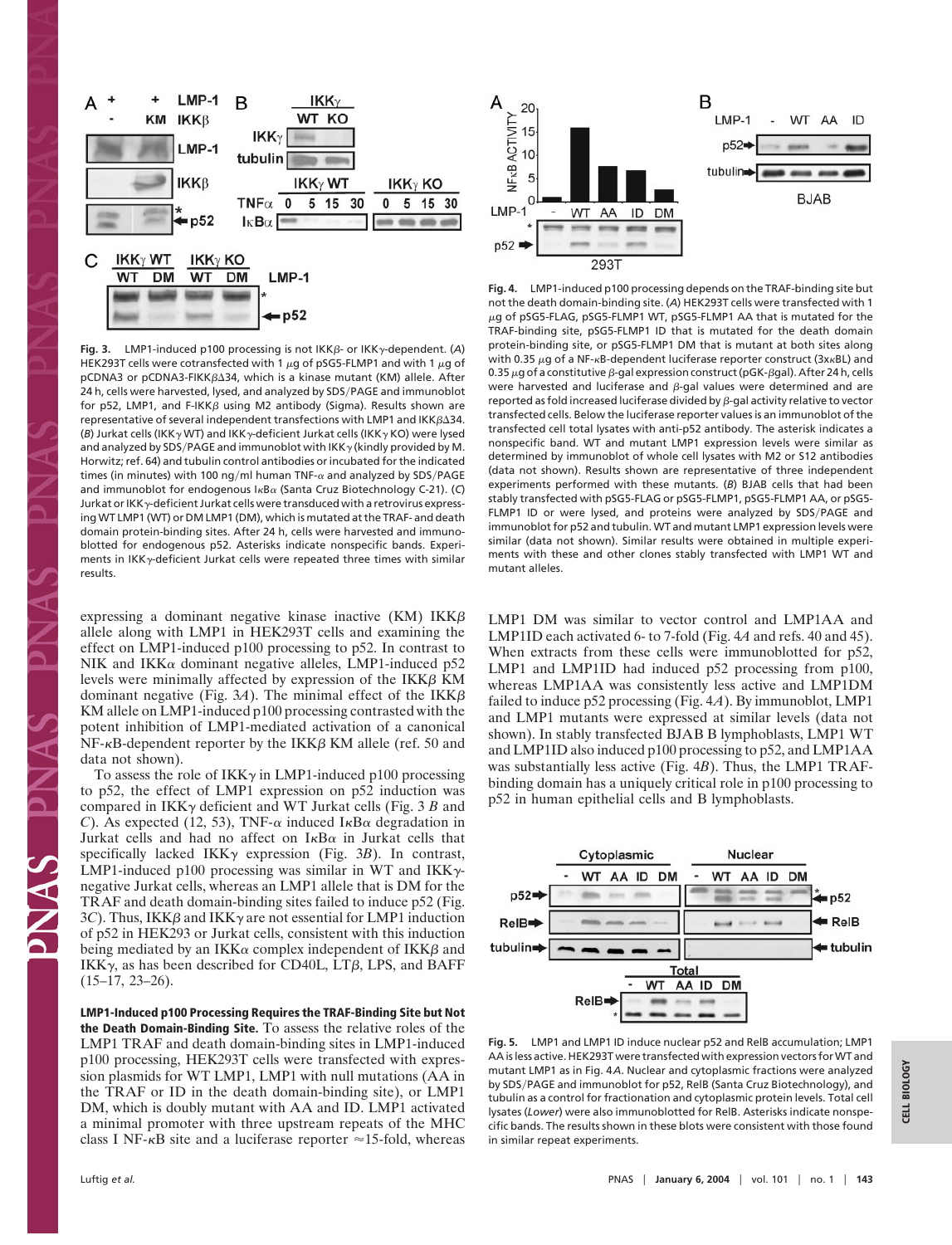**Fig. 3.** LMP1-induced p100 processing is not IKKβ- or IKKγ-dependent. (*A*) HEK293T cells were cotransfected with 1 μg of pSG5-FLMP1 and with 1 μg of pCDNA3 or pCDNA3-FIKKβΔ34, which is a kinase mutant (KM) allele. After 24 h, cells were harvested, lysed, and analyzed by SDS/PAGE and immunoblot for p52, LMP1, and F-IKKβ using M2 antibody (Sigma). Results shown are representative of several independent transfections with LMP1 and IKKβΔ34. (*B*) Jurkat cells (IKKγ WT) and IKKγ-deficient Jurkat cells (IKKγ KO) were lysed and analyzed by SDS/PAGE and immunoblot with IKKγ (kindly provided by M. Horwitz; ref. 64) and tubulin control antibodies or incubated for the indicated times (in minutes) with 100 ng/ml human TNF-α and analyzed by SDS/PAGE and immunoblot for endogenous IκBα (Santa Cruz Biotechnology C-21). (*C*) Jurkat or IKKγ-deficient Jurkat cells were transduced with a retrovirus expressing WT LMP1 (WT) or DM LMP1 (DM), which is mutated at the TRAF- and death domain protein-binding sites. After 24 h, cells were harvested and immunoblotted for endogenous p52. Asterisks indicate nonspecific bands. Experiments in IKKγ-deficient Jurkat cells were repeated three times with similar results.

expressing a dominant negative kinase inactive (KM) IKKβ allele along with LMP1 in HEK293T cells and examining the effect on LMP1-induced p100 processing to p52. In contrast to NIK and IKKα dominant negative alleles, LMP1-induced p52 levels were minimally affected by expression of the IKKβ KM dominant negative (Fig. 3*A*). The minimal effect of the IKKβ KM allele on LMP1-induced p100 processing contrasted with the potent inhibition of LMP1-mediated activation of a canonical NF-κB-dependent reporter by the IKKβ KM allele (ref. 50 and data not shown).

To assess the role of IKKγ in LMP1-induced p100 processing to p52, the effect of LMP1 expression on p52 induction was compared in IKKγ deficient and WT Jurkat cells (Fig. 3 *B* and *C*). As expected (12, 53), TNF-α induced IκBα degradation in Jurkat cells and had no affect on IκBα in Jurkat cells that specifically lacked IKKγ expression (Fig. 3*B*). In contrast, LMP1-induced p100 processing was similar in WT and IKKγ-negative Jurkat cells, whereas an LMP1 allele that is DM for the TRAF and death domain-binding sites failed to induce p52 (Fig. 3*C*). Thus, IKKβ and IKKγ are not essential for LMP1 induction of p52 in HEK293 or Jurkat cells, consistent with this induction being mediated by an IKKα complex independent of IKKβ and IKKγ, as has been described for CD40L, LTβ, LPS, and BAFF (15–17, 23–26).

**LMP1-Induced p100 Processing Requires the TRAF-Binding Site but Not the Death Domain-Binding Site.** To assess the relative roles of the LMP1 TRAF and death domain-binding sites in LMP1-induced p100 processing, HEK293T cells were transfected with expression plasmids for WT LMP1, LMP1 with null mutations (AA in the TRAF or ID in the death domain-binding site), or LMP1 DM, which is doubly mutant with AA and ID. LMP1 activated a minimal promoter with three upstream repeats of the MHC class I NF-κB site and a luciferase reporter ≈15-fold, whereas LMP1 DM was similar to vector control and LMP1AA and LMP1ID each activated 6- to 7-fold (Fig. 4*A* and refs. 40 and 45). When extracts from these cells were immunoblotted for p52, LMP1 and LMP1ID had induced p52 processing from p100, whereas LMP1AA was consistently less active and LMP1DM failed to induce p52 processing (Fig. 4*A*). By immunoblot, LMP1 and LMP1 mutants were expressed at similar levels (data not shown). In stably transfected BJAB B lymphoblasts, LMP1 WT and LMP1ID also induced p100 processing to p52, and LMP1AA was substantially less active (Fig. 4*B*). Thus, the LMP1 TRAF-binding domain has a uniquely critical role in p100 processing to p52 in human epithelial cells and B lymphoblasts.

**Fig. 4.** LMP1-induced p100 processing depends on the TRAF-binding site but not the death domain-binding site. (*A*) HEK293T cells were transfected with 1 μg of pSG5-FLAG, pSG5-FLMP1 WT, pSG5-FLMP1 AA that is mutated for the TRAF-binding site, pSG5-FLMP1 ID that is mutated for the death domain protein-binding site, or pSG5-FLMP1 DM that is mutant at both sites along with 0.35 μg of a NF-κB-dependent luciferase reporter construct (3xκBL) and 0.35 μg of a constitutive β-gal expression construct (pGK-βgal). After 24 h, cells were harvested and luciferase and β-gal values were determined and are reported as fold increased luciferase divided by β-gal activity relative to vector transfected cells. Below the luciferase reporter values is an immunoblot of the transfected cell total lysates with anti-p52 antibody. The asterisk indicates a nonspecific band. WT and mutant LMP1 expression levels were similar as determined by immunoblot of whole cell lysates with M2 or S12 antibodies (data not shown). Results shown are representative of three independent experiments performed with these mutants. (*B*) BJAB cells that had been stably transfected with pSG5-FLAG or pSG5-FLMP1, pSG5-FLMP1 AA, or pSG5-FLMP1 ID or were lysed, and proteins were analyzed by SDS/PAGE and immunoblot for p52 and tubulin. WT and mutant LMP1 expression levels were similar (data not shown). Similar results were obtained in multiple experiments with these and other clones stably transfected with LMP1 WT and mutant alleles.

**Fig. 5.** LMP1 and LMP1 ID induce nuclear p52 and RelB accumulation; LMP1 AA is less active. HEK293T were transfected with expression vectors for WT and mutant LMP1 as in Fig. 4*A*. Nuclear and cytoplasmic fractions were analyzed by SDS/PAGE and immunoblot for p52, RelB (Santa Cruz Biotechnology), and tubulin as a control for fractionation and cytoplasmic protein levels. Total cell lysates (*Lower*) were also immunoblotted for RelB. Asterisks indicate nonspecific bands. The results shown in these blots were consistent with those found in similar repeat experiments.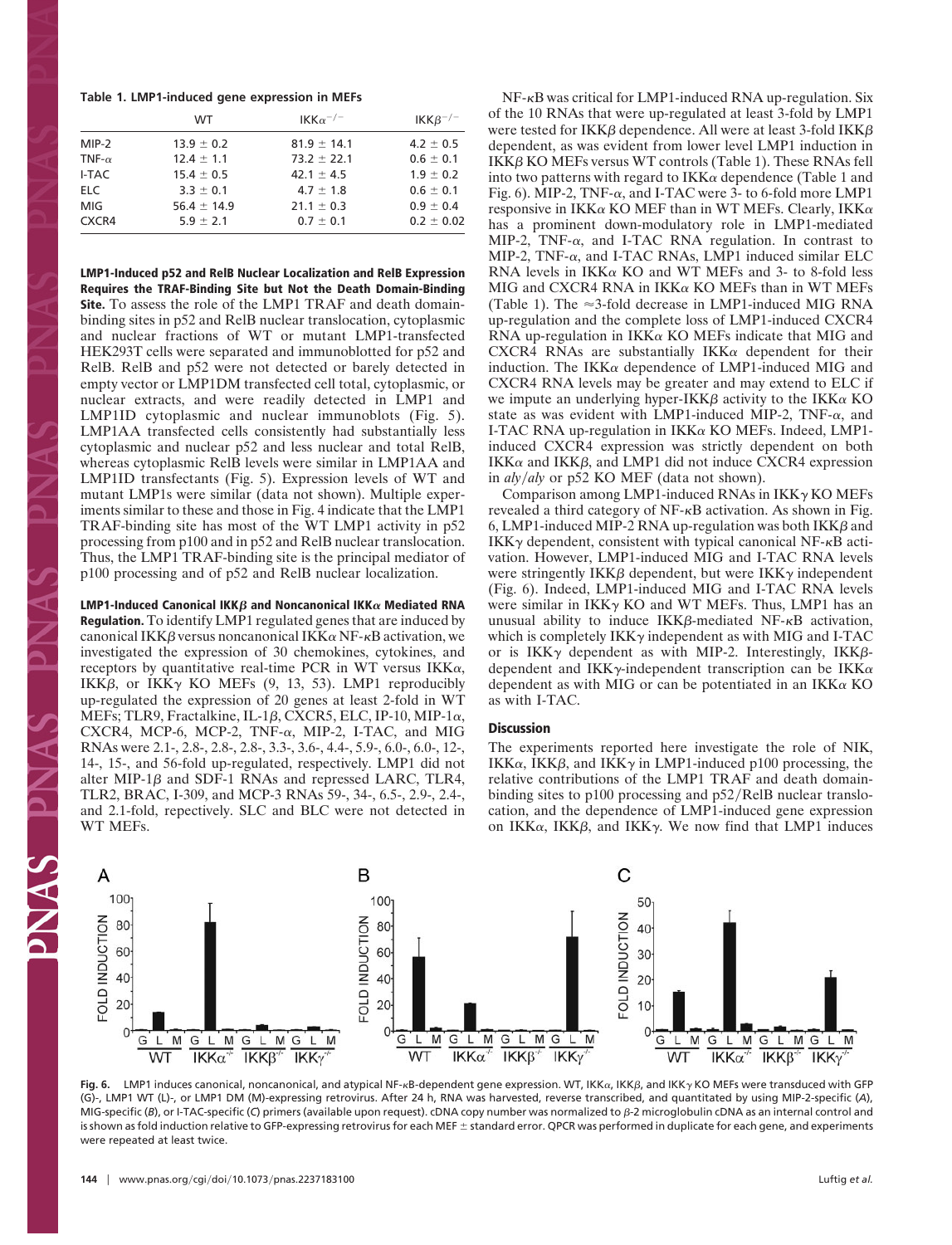**Table 1. LMP1-induced gene expression in MEFs**

| | WT | $IKK\alpha^{-/-}$ | $IKK\beta^{-/-}$ |
|---|---|---|---|
| MIP-2 | 13.9 ± 0.2 | 81.9 ± 14.1 | 4.2 ± 0.5 |
| TNF-α | 12.4 ± 1.1 | 73.2 ± 22.1 | 0.6 ± 0.1 |
| I-TAC | 15.4 ± 0.5 | 42.1 ± 4.5 | 1.9 ± 0.2 |
| ELC | 3.3 ± 0.1 | 4.7 ± 1.8 | 0.6 ± 0.1 |
| MIG | 56.4 ± 14.9 | 21.1 ± 0.3 | 0.9 ± 0.4 |
| CXCR4 | 5.9 ± 2.1 | 0.7 ± 0.1 | 0.2 ± 0.02 |

**LMP1-Induced p52 and RelB Nuclear Localization and RelB Expression Requires the TRAF-Binding Site but Not the Death Domain-Binding Site.** To assess the role of the LMP1 TRAF and death domain-binding sites in p52 and RelB nuclear translocation, cytoplasmic and nuclear fractions of WT or mutant LMP1-transfected HEK293T cells were separated and immunoblotted for p52 and RelB. RelB and p52 were not detected or barely detected in empty vector or LMP1DM transfected cell total, cytoplasmic, or nuclear extracts, and were readily detected in LMP1 and LMP1ID cytoplasmic and nuclear immunoblots (Fig. 5). LMP1AA transfected cells consistently had substantially less cytoplasmic and nuclear p52 and less nuclear and total RelB, whereas cytoplasmic RelB levels were similar in LMP1AA and LMP1ID transfectants (Fig. 5). Expression levels of WT and mutant LMP1s were similar (data not shown). Multiple experiments similar to these and those in Fig. 4 indicate that the LMP1 TRAF-binding site has most of the WT LMP1 activity in p52 processing from p100 and in p52 and RelB nuclear translocation. Thus, the LMP1 TRAF-binding site is the principal mediator of p100 processing and of p52 and RelB nuclear localization.

**LMP1-Induced Canonical IKKβ and Noncanonical IKKα Mediated RNA Regulation.** To identify LMP1 regulated genes that are induced by canonical IKKβ versus noncanonical IKKα NF-κB activation, we investigated the expression of 30 chemokines, cytokines, and receptors by quantitative real-time PCR in WT versus IKKα, IKKβ, or IKKγ KO MEFs (9, 13, 53). LMP1 reproducibly up-regulated the expression of 20 genes at least 2-fold in WT MEFs; TLR9, Fractalkine, IL-1β, CXCR5, ELC, IP-10, MIP-1α, CXCR4, MCP-6, MCP-2, TNF-α, MIP-2, I-TAC, and MIG RNAs were 2.1-, 2.8-, 2.8-, 2.8-, 3.3-, 3.6-, 4.4-, 5.9-, 6.0-, 6.0-, 12-, 14-, 15-, and 56-fold up-regulated, respectively. LMP1 did not alter MIP-1β and SDF-1 RNAs and repressed LARC, TLR4, TLR2, BRAC, I-309, and MCP-3 RNAs 59-, 34-, 6.5-, 2.9-, 2.4-, and 2.1-fold, repectively. SLC and BLC were not detected in WT MEFs.

NF-κB was critical for LMP1-induced RNA up-regulation. Six of the 10 RNAs that were up-regulated at least 3-fold by LMP1 were tested for IKKβ dependence. All were at least 3-fold IKKβ dependent, as was evident from lower level LMP1 induction in IKKβ KO MEFs versus WT controls (Table 1). These RNAs fell into two patterns with regard to IKKα dependence (Table 1 and Fig. 6). MIP-2, TNF-α, and I-TAC were 3- to 6-fold more LMP1 responsive in IKKα KO MEF than in WT MEFs. Clearly, IKKα has a prominent down-modulatory role in LMP1-mediated MIP-2, TNF-α, and I-TAC RNA regulation. In contrast to MIP-2, TNF-α, and I-TAC RNAs, LMP1 induced similar ELC RNA levels in IKKα KO and WT MEFs and 3- to 8-fold less MIG and CXCR4 RNA in IKKα KO MEFs than in WT MEFs (Table 1). The ≈3-fold decrease in LMP1-induced MIG RNA up-regulation and the complete loss of LMP1-induced CXCR4 RNA up-regulation in IKKα KO MEFs indicate that MIG and CXCR4 RNAs are substantially IKKα dependent for their induction. The IKKα dependence of LMP1-induced MIG and CXCR4 RNA levels may be greater and may extend to ELC if we impute an underlying hyper-IKKβ activity to the IKKα KO state as was evident with LMP1-induced MIP-2, TNF-α, and I-TAC RNA up-regulation in IKKα KO MEFs. Indeed, LMP1-induced CXCR4 expression was strictly dependent on both IKKα and IKKβ, and LMP1 did not induce CXCR4 expression in *aly*/*aly* or p52 KO MEF (data not shown).

Comparison among LMP1-induced RNAs in IKKγ KO MEFs revealed a third category of NF-κB activation. As shown in Fig. 6, LMP1-induced MIP-2 RNA up-regulation was both IKKβ and IKKγ dependent, consistent with typical canonical NF-κB activation. However, LMP1-induced MIG and I-TAC RNA levels were stringently IKKβ dependent, but were IKKγ independent (Fig. 6). Indeed, LMP1-induced MIG and I-TAC RNA levels were similar in IKKγ KO and WT MEFs. Thus, LMP1 has an unusual ability to induce IKKβ-mediated NF-κB activation, which is completely IKKγ independent as with MIG and I-TAC or is IKKγ dependent as with MIP-2. Interestingly, IKKβ-dependent and IKKγ-independent transcription can be IKKα dependent as with MIG or can be potentiated in an IKKα KO as with I-TAC.

## Discussion

The experiments reported here investigate the role of NIK, IKKα, IKKβ, and IKKγ in LMP1-induced p100 processing, the relative contributions of the LMP1 TRAF and death domain-binding sites to p100 processing and p52/RelB nuclear translocation, and the dependence of LMP1-induced gene expression on IKKα, IKKβ, and IKKγ. We now find that LMP1 induces

**Fig. 6.** LMP1 induces canonical, noncanonical, and atypical NF-κB-dependent gene expression. WT, IKKα, IKKβ, and IKKγ KO MEFs were transduced with GFP (G)-, LMP1 WT (L)-, or LMP1 DM (M)-expressing retrovirus. After 24 h, RNA was harvested, reverse transcribed, and quantitated by using MIP-2-specific (*A*), MIG-specific (*B*), or I-TAC-specific (*C*) primers (available upon request). cDNA copy number was normalized to β-2 microglobulin cDNA as an internal control and is shown as fold induction relative to GFP-expressing retrovirus for each MEF ± standard error. QPCR was performed in duplicate for each gene, and experiments were repeated at least twice.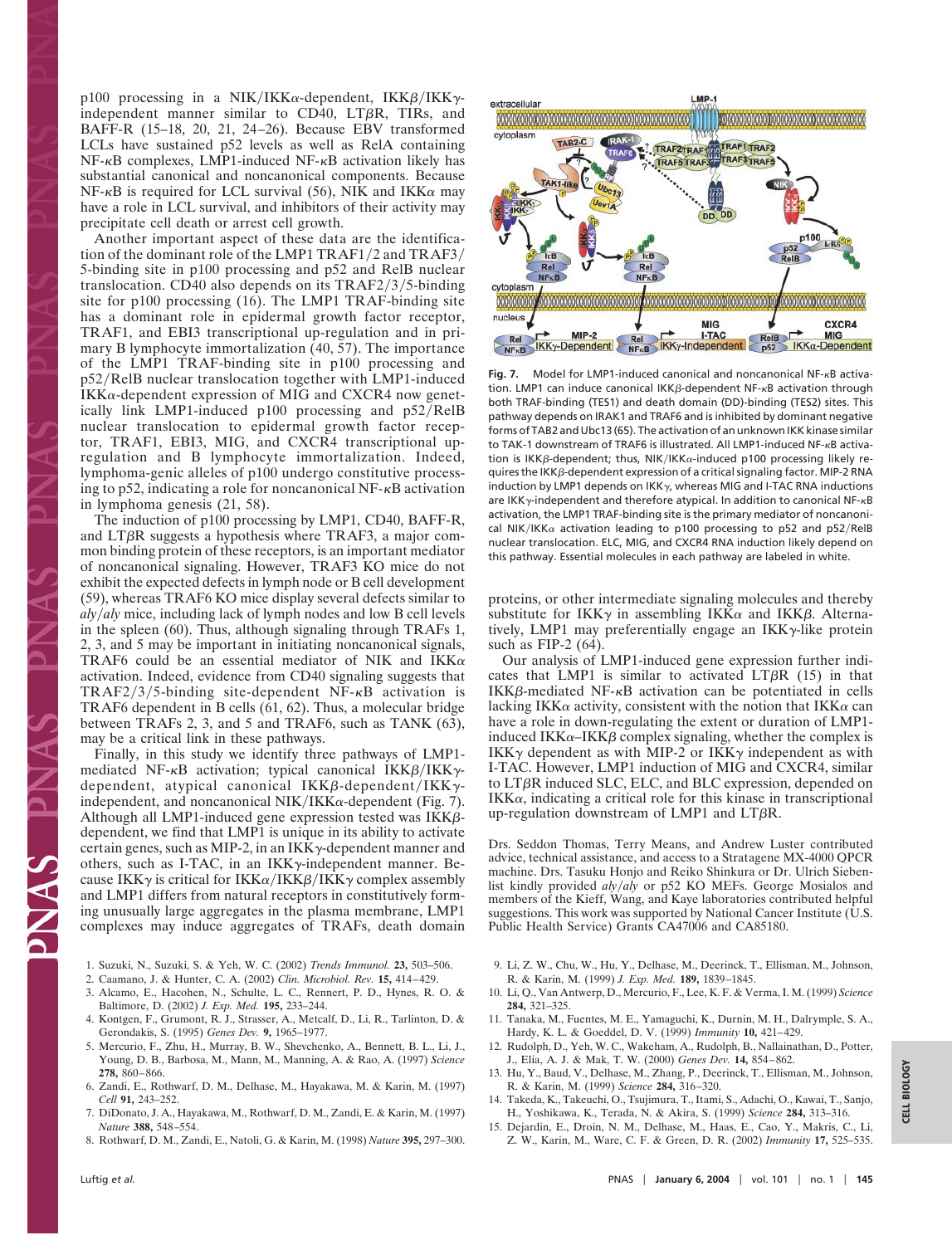p100 processing in a NIK/IKKα-dependent, IKKβ/IKKγ-independent manner similar to CD40, LTβR, TIRs, and BAFF-R (15–18, 20, 21, 24–26). Because EBV transformed LCLs have sustained p52 levels as well as RelA containing NF-κB complexes, LMP1-induced NF-κB activation likely has substantial canonical and noncanonical components. Because NF-κB is required for LCL survival (56), NIK and IKKα may have a role in LCL survival, and inhibitors of their activity may precipitate cell death or arrest cell growth.

Another important aspect of these data are the identification of the dominant role of the LMP1 TRAF1/2 and TRAF3/5-binding site in p100 processing and p52 and RelB nuclear translocation. CD40 also depends on its TRAF2/3/5-binding site for p100 processing (16). The LMP1 TRAF-binding site has a dominant role in epidermal growth factor receptor, TRAF1, and EBI3 transcriptional up-regulation and in primary B lymphocyte immortalization (40, 57). The importance of the LMP1 TRAF-binding site in p100 processing and p52/RelB nuclear translocation together with LMP1-induced IKKα-dependent expression of MIG and CXCR4 now genetically link LMP1-induced p100 processing and p52/RelB nuclear translocation to epidermal growth factor receptor, TRAF1, EBI3, MIG, and CXCR4 transcriptional up-regulation and B lymphocyte immortalization. Indeed, lymphoma-genic alleles of p100 undergo constitutive processing to p52, indicating a role for noncanonical NF-κB activation in lymphoma genesis (21, 58).

The induction of p100 processing by LMP1, CD40, BAFF-R, and LTβR suggests a hypothesis where TRAF3, a major common binding protein of these receptors, is an important mediator of noncanonical signaling. However, TRAF3 KO mice do not exhibit the expected defects in lymph node or B cell development (59), whereas TRAF6 KO mice display several defects similar to *aly/aly* mice, including lack of lymph nodes and low B cell levels in the spleen (60). Thus, although signaling through TRAFs 1, 2, 3, and 5 may be important in initiating noncanonical signals, TRAF6 could be an essential mediator of NIK and IKKα activation. Indeed, evidence from CD40 signaling suggests that TRAF2/3/5-binding site-dependent NF-κB activation is TRAF6 dependent in B cells (61, 62). Thus, a molecular bridge between TRAFs 2, 3, and 5 and TRAF6, such as TANK (63), may be a critical link in these pathways.

Finally, in this study we identify three pathways of LMP1-mediated NF-κB activation; typical canonical IKKβ/IKKγ-dependent, atypical canonical IKKβ-dependent/IKKγ-independent, and noncanonical NIK/IKKα-dependent (Fig. 7). Although all LMP1-induced gene expression tested was IKKβ-dependent, we find that LMP1 is unique in its ability to activate certain genes, such as MIP-2, in an IKKγ-dependent manner and others, such as I-TAC, in an IKKγ-independent manner. Because IKKγ is critical for IKKα/IKKβ/IKKγ complex assembly and LMP1 differs from natural receptors in constitutively forming unusually large aggregates in the plasma membrane, LMP1 complexes may induce aggregates of TRAFs, death domain proteins, or other intermediate signaling molecules and thereby substitute for IKKγ in assembling IKKα and IKKβ. Alternatively, LMP1 may preferentially engage an IKKγ-like protein such as FIP-2 (64).

Fig. 7. Model for LMP1-induced canonical and noncanonical NF-κB activation. LMP1 can induce canonical IKKβ-dependent NF-κB activation through both TRAF-binding (TES1) and death domain (DD)-binding (TES2) sites. This pathway depends on IRAK1 and TRAF6 and is inhibited by dominant negative forms of TAB2 and Ubc13 (65). The activation of an unknown IKK kinase similar to TAK-1 downstream of TRAF6 is illustrated. All LMP1-induced NF-κB activation is IKKβ-dependent; thus, NIK/IKKα-induced p100 processing likely requires the IKKβ-dependent expression of a critical signaling factor. MIP-2 RNA induction by LMP1 depends on IKKγ, whereas MIG and I-TAC RNA inductions are IKKγ-independent and therefore atypical. In addition to canonical NF-κB activation, the LMP1 TRAF-binding site is the primary mediator of noncanonical NIK/IKKα activation leading to p100 processing to p52 and p52/RelB nuclear translocation. ELC, MIG, and CXCR4 RNA induction likely depend on this pathway. Essential molecules in each pathway are labeled in white.

Our analysis of LMP1-induced gene expression further indicates that LMP1 is similar to activated LTβR (15) in that IKKβ-mediated NF-κB activation can be potentiated in cells lacking IKKα activity, consistent with the notion that IKKα can have a role in down-regulating the extent or duration of LMP1-induced IKKα–IKKβ complex signaling, whether the complex is IKKγ dependent as with MIP-2 or IKKγ independent as with I-TAC. However, LMP1 induction of MIG and CXCR4, similar to LTβR induced SLC, ELC, and BLC expression, depended on IKKα, indicating a critical role for this kinase in transcriptional up-regulation downstream of LMP1 and LTβR.

Drs. Seddon Thomas, Terry Means, and Andrew Luster contributed advice, technical assistance, and access to a Stratagene MX-4000 QPCR machine. Drs. Tasuku Honjo and Reiko Shinkura or Dr. Ulrich Siebenlist kindly provided *aly/aly* or p52 KO MEFs. George Mosialos and members of the Kieff, Wang, and Kaye laboratories contributed helpful suggestions. This work was supported by National Cancer Institute (U.S. Public Health Service) Grants CA47006 and CA85180.

1. Suzuki, N., Suzuki, S. & Yeh, W. C. (2002) *Trends Immunol.* **23,** 503–506.
2. Caamano, J. & Hunter, C. A. (2002) *Clin. Microbiol. Rev.* **15,** 414–429.
3. Alcamo, E., Hacohen, N., Schulte, L. C., Rennert, P. D., Hynes, R. O. & Baltimore, D. (2002) *J. Exp. Med.* **195,** 233–244.
4. Kontgen, F., Grumont, R. J., Strasser, A., Metcalf, D., Li, R., Tarlinton, D. & Gerondakis, S. (1995) *Genes Dev.* **9,** 1965–1977.
5. Mercurio, F., Zhu, H., Murray, B. W., Shevchenko, A., Bennett, B. L., Li, J., Young, D. B., Barbosa, M., Mann, M., Manning, A. & Rao, A. (1997) *Science* **278,** 860–866.
6. Zandi, E., Rothwarf, D. M., Delhase, M., Hayakawa, M. & Karin, M. (1997) *Cell* **91,** 243–252.
7. DiDonato, J. A., Hayakawa, M., Rothwarf, D. M., Zandi, E. & Karin, M. (1997) *Nature* **388,** 548–554.
8. Rothwarf, D. M., Zandi, E., Natoli, G. & Karin, M. (1998) *Nature* **395,** 297–300.
9. Li, Z. W., Chu, W., Hu, Y., Delhase, M., Deerinck, T., Ellisman, M., Johnson, R. & Karin, M. (1999) *J. Exp. Med.* **189,** 1839–1845.
10. Li, Q., Van Antwerp, D., Mercurio, F., Lee, K. F. & Verma, I. M. (1999) *Science* **284,** 321–325.
11. Tanaka, M., Fuentes, M. E., Yamaguchi, K., Durnin, M. H., Dalrymple, S. A., Hardy, K. L. & Goeddel, D. V. (1999) *Immunity* **10,** 421–429.
12. Rudolph, D., Yeh, W. C., Wakeham, A., Rudolph, B., Nallainathan, D., Potter, J., Elia, A. J. & Mak, T. W. (2000) *Genes Dev.* **14,** 854–862.
13. Hu, Y., Baud, V., Delhase, M., Zhang, P., Deerinck, T., Ellisman, M., Johnson, R. & Karin, M. (1999) *Science* **284,** 316–320.
14. Takeda, K., Takeuchi, O., Tsujimura, T., Itami, S., Adachi, O., Kawai, T., Sanjo, H., Yoshikawa, K., Terada, N. & Akira, S. (1999) *Science* **284,** 313–316.
15. Dejardin, E., Droin, N. M., Delhase, M., Haas, E., Cao, Y., Makris, C., Li, Z. W., Karin, M., Ware, C. F. & Green, D. R. (2002) *Immunity* **17,** 525–535.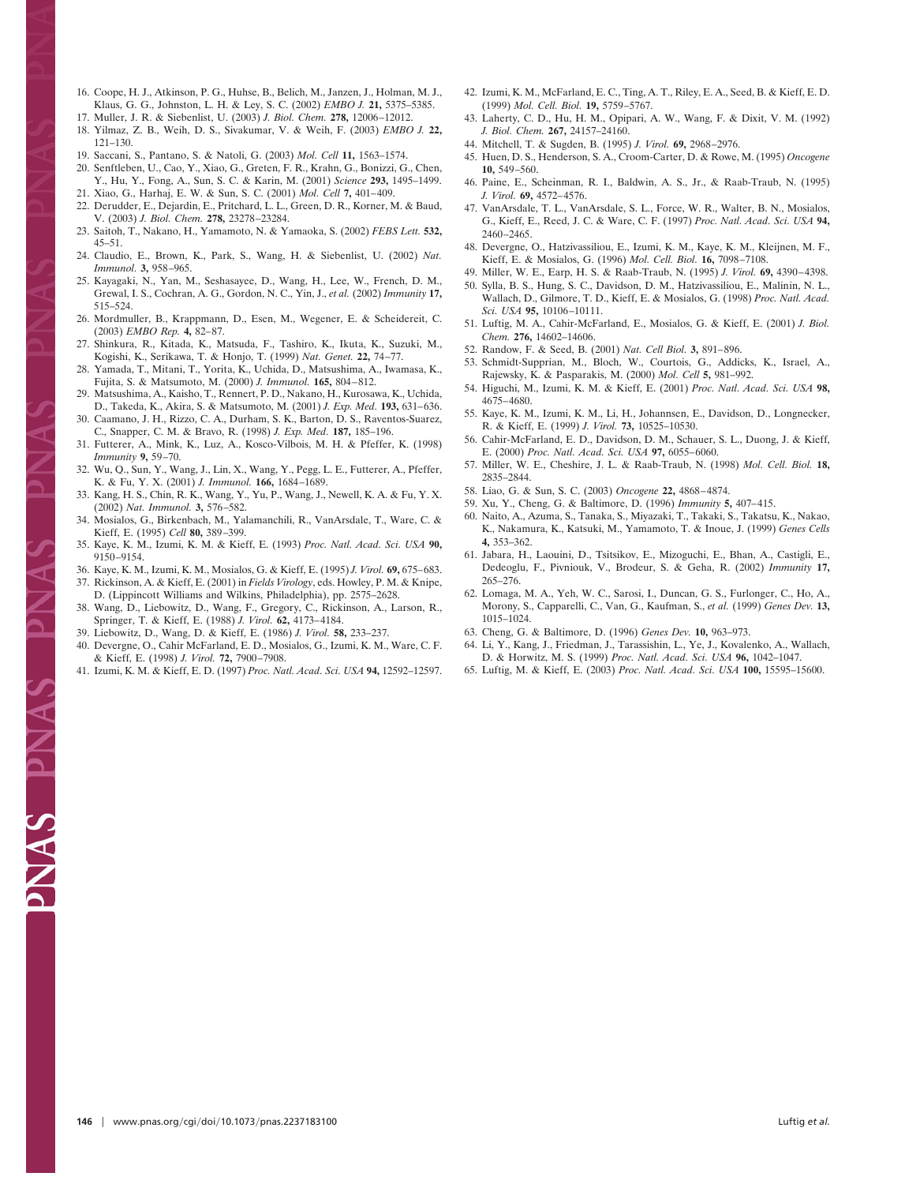16. Coope, H. J., Atkinson, P. G., Huhse, B., Belich, M., Janzen, J., Holman, M. J., Klaus, G. G., Johnston, L. H. & Ley, S. C. (2002) *EMBO J.* **21,** 5375–5385.
17. Muller, J. R. & Siebenlist, U. (2003) *J. Biol. Chem.* **278,** 12006–12012.
18. Yilmaz, Z. B., Weih, D. S., Sivakumar, V. & Weih, F. (2003) *EMBO J.* **22,** 121–130.
19. Saccani, S., Pantano, S. & Natoli, G. (2003) *Mol. Cell* **11,** 1563–1574.
20. Senftleben, U., Cao, Y., Xiao, G., Greten, F. R., Krahn, G., Bonizzi, G., Chen, Y., Hu, Y., Fong, A., Sun, S. C. & Karin, M. (2001) *Science* **293,** 1495–1499.
21. Xiao, G., Harhaj, E. W. & Sun, S. C. (2001) *Mol. Cell* **7,** 401–409.
22. Derudder, E., Dejardin, E., Pritchard, L. L., Green, D. R., Korner, M. & Baud, V. (2003) *J. Biol. Chem.* **278,** 23278–23284.
23. Saitoh, T., Nakano, H., Yamamoto, N. & Yamaoka, S. (2002) *FEBS Lett.* **532,** 45–51.
24. Claudio, E., Brown, K., Park, S., Wang, H. & Siebenlist, U. (2002) *Nat. Immunol.* **3,** 958–965.
25. Kayagaki, N., Yan, M., Seshasayee, D., Wang, H., Lee, W., French, D. M., Grewal, I. S., Cochran, A. G., Gordon, N. C., Yin, J., *et al.* (2002) *Immunity* **17,** 515–524.
26. Mordmuller, B., Krappmann, D., Esen, M., Wegener, E. & Scheidereit, C. (2003) *EMBO Rep.* **4,** 82–87.
27. Shinkura, R., Kitada, K., Matsuda, F., Tashiro, K., Ikuta, K., Suzuki, M., Kogishi, K., Serikawa, T. & Honjo, T. (1999) *Nat. Genet.* **22,** 74–77.
28. Yamada, T., Mitani, T., Yorita, K., Uchida, D., Matsushima, A., Iwamasa, K., Fujita, S. & Matsumoto, M. (2000) *J. Immunol.* **165,** 804–812.
29. Matsushima, A., Kaisho, T., Rennert, P. D., Nakano, H., Kurosawa, K., Uchida, D., Takeda, K., Akira, S. & Matsumoto, M. (2001) *J. Exp. Med.* **193,** 631–636.
30. Caamano, J. H., Rizzo, C. A., Durham, S. K., Barton, D. S., Raventos-Suarez, C., Snapper, C. M. & Bravo, R. (1998) *J. Exp. Med.* **187,** 185–196.
31. Futterer, A., Mink, K., Luz, A., Kosco-Vilbois, M. H. & Pfeffer, K. (1998) *Immunity* **9,** 59–70.
32. Wu, Q., Sun, Y., Wang, J., Lin, X., Wang, Y., Pegg, L. E., Futterer, A., Pfeffer, K. & Fu, Y. X. (2001) *J. Immunol.* **166,** 1684–1689.
33. Kang, H. S., Chin, R. K., Wang, Y., Yu, P., Wang, J., Newell, K. A. & Fu, Y. X. (2002) *Nat. Immunol.* **3,** 576–582.
34. Mosialos, G., Birkenbach, M., Yalamanchili, R., VanArsdale, T., Ware, C. & Kieff, E. (1995) *Cell* **80,** 389–399.
35. Kaye, K. M., Izumi, K. M. & Kieff, E. (1993) *Proc. Natl. Acad. Sci. USA* **90,** 9150–9154.
36. Kaye, K. M., Izumi, K. M., Mosialos, G. & Kieff, E. (1995) *J. Virol.* **69,** 675–683.
37. Rickinson, A. & Kieff, E. (2001) in *Fields Virology*, eds. Howley, P. M. & Knipe, D. (Lippincott Williams and Wilkins, Philadelphia), pp. 2575–2628.
38. Wang, D., Liebowitz, D., Wang, F., Gregory, C., Rickinson, A., Larson, R., Springer, T. & Kieff, E. (1988) *J. Virol.* **62,** 4173–4184.
39. Liebowitz, D., Wang, D. & Kieff, E. (1986) *J. Virol.* **58,** 233–237.
40. Devergne, O., Cahir McFarland, E. D., Mosialos, G., Izumi, K. M., Ware, C. F. & Kieff, E. (1998) *J. Virol.* **72,** 7900–7908.
41. Izumi, K. M. & Kieff, E. D. (1997) *Proc. Natl. Acad. Sci. USA* **94,** 12592–12597.
42. Izumi, K. M., McFarland, E. C., Ting, A. T., Riley, E. A., Seed, B. & Kieff, E. D. (1999) *Mol. Cell. Biol.* **19,** 5759–5767.
43. Laherty, C. D., Hu, H. M., Opipari, A. W., Wang, F. & Dixit, V. M. (1992) *J. Biol. Chem.* **267,** 24157–24160.
44. Mitchell, T. & Sugden, B. (1995) *J. Virol.* **69,** 2968–2976.
45. Huen, D. S., Henderson, S. A., Croom-Carter, D. & Rowe, M. (1995) *Oncogene* **10,** 549–560.
46. Paine, E., Scheinman, R. I., Baldwin, A. S., Jr., & Raab-Traub, N. (1995) *J. Virol.* **69,** 4572–4576.
47. VanArsdale, T. L., VanArsdale, S. L., Force, W. R., Walter, B. N., Mosialos, G., Kieff, E., Reed, J. C. & Ware, C. F. (1997) *Proc. Natl. Acad. Sci. USA* **94,** 2460–2465.
48. Devergne, O., Hatzivassiliou, E., Izumi, K. M., Kaye, K. M., Kleijnen, M. F., Kieff, E. & Mosialos, G. (1996) *Mol. Cell. Biol.* **16,** 7098–7108.
49. Miller, W. E., Earp, H. S. & Raab-Traub, N. (1995) *J. Virol.* **69,** 4390–4398.
50. Sylla, B. S., Hung, S. C., Davidson, D. M., Hatzivassiliou, E., Malinin, N. L., Wallach, D., Gilmore, T. D., Kieff, E. & Mosialos, G. (1998) *Proc. Natl. Acad. Sci. USA* **95,** 10106–10111.
51. Luftig, M. A., Cahir-McFarland, E., Mosialos, G. & Kieff, E. (2001) *J. Biol. Chem.* **276,** 14602–14606.
52. Randow, F. & Seed, B. (2001) *Nat. Cell Biol.* **3,** 891–896.
53. Schmidt-Supprian, M., Bloch, W., Courtois, G., Addicks, K., Israel, A., Rajewsky, K. & Pasparakis, M. (2000) *Mol. Cell* **5,** 981–992.
54. Higuchi, M., Izumi, K. M. & Kieff, E. (2001) *Proc. Natl. Acad. Sci. USA* **98,** 4675–4680.
55. Kaye, K. M., Izumi, K. M., Li, H., Johannsen, E., Davidson, D., Longnecker, R. & Kieff, E. (1999) *J. Virol.* **73,** 10525–10530.
56. Cahir-McFarland, E. D., Davidson, D. M., Schauer, S. L., Duong, J. & Kieff, E. (2000) *Proc. Natl. Acad. Sci. USA* **97,** 6055–6060.
57. Miller, W. E., Cheshire, J. L. & Raab-Traub, N. (1998) *Mol. Cell. Biol.* **18,** 2835–2844.
58. Liao, G. & Sun, S. C. (2003) *Oncogene* **22,** 4868–4874.
59. Xu, Y., Cheng, G. & Baltimore, D. (1996) *Immunity* **5,** 407–415.
60. Naito, A., Azuma, S., Tanaka, S., Miyazaki, T., Takaki, S., Takatsu, K., Nakao, K., Nakamura, K., Katsuki, M., Yamamoto, T. & Inoue, J. (1999) *Genes Cells* **4,** 353–362.
61. Jabara, H., Laouini, D., Tsitsikov, E., Mizoguchi, E., Bhan, A., Castigli, E., Dedeoglu, F., Pivniouk, V., Brodeur, S. & Geha, R. (2002) *Immunity* **17,** 265–276.
62. Lomaga, M. A., Yeh, W. C., Sarosi, I., Duncan, G. S., Furlonger, C., Ho, A., Morony, S., Capparelli, C., Van, G., Kaufman, S., *et al.* (1999) *Genes Dev.* **13,** 1015–1024.
63. Cheng, G. & Baltimore, D. (1996) *Genes Dev.* **10,** 963–973.
64. Li, Y., Kang, J., Friedman, J., Tarassishin, L., Ye, J., Kovalenko, A., Wallach, D. & Horwitz, M. S. (1999) *Proc. Natl. Acad. Sci. USA* **96,** 1042–1047.
65. Luftig, M. & Kieff, E. (2003) *Proc. Natl. Acad. Sci. USA* **100,** 15595–15600.